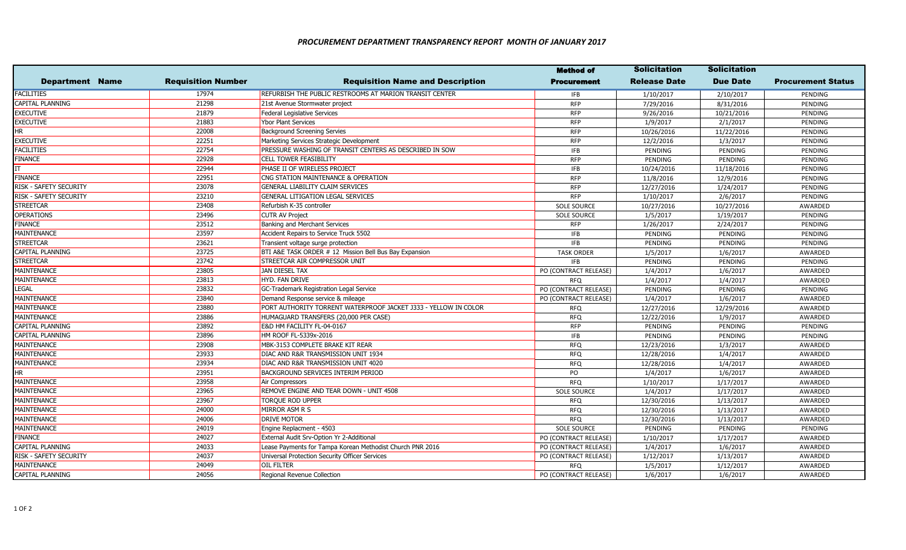# PROCUREMENT DEPARTMENT TRANSPARENCY REPORT MONTH OF JANUARY 2017

| Department Name | Requisition Number | Requisition Name and Description | Method of Procurement | Solicitation Release Date | Solicitation Due Date | Procurement Status |
|---|---|---|---|---|---|---|
| FACILITIES | 17974 | REFURBISH THE PUBLIC RESTROOMS AT MARION TRANSIT CENTER | IFB | 1/10/2017 | 2/10/2017 | PENDING |
| CAPITAL PLANNING | 21298 | 21st Avenue Stormwater project | RFP | 7/29/2016 | 8/31/2016 | PENDING |
| EXECUTIVE | 21879 | Federal Legislative Services | RFP | 9/26/2016 | 10/21/2016 | PENDING |
| EXECUTIVE | 21883 | Ybor Plant Services | RFP | 1/9/2017 | 2/1/2017 | PENDING |
| HR | 22008 | Background Screening Servies | RFP | 10/26/2016 | 11/22/2016 | PENDING |
| EXECUTIVE | 22251 | Marketing Services Strategic Development | RFP | 12/2/2016 | 1/3/2017 | PENDING |
| FACILITIES | 22754 | PRESSURE WASHING OF TRANSIT CENTERS AS DESCRIBED IN SOW | IFB | PENDING | PENDING | PENDING |
| FINANCE | 22928 | CELL TOWER FEASIBILITY | RFP | PENDING | PENDING | PENDING |
| IT | 22944 | PHASE II OF WIRELESS PROJECT | IFB | 10/24/2016 | 11/18/2016 | PENDING |
| FINANCE | 22951 | CNG STATION MAINTENANCE & OPERATION | RFP | 11/8/2016 | 12/9/2016 | PENDING |
| RISK - SAFETY SECURITY | 23078 | GENERAL LIABILITY CLAIM SERVICES | RFP | 12/27/2016 | 1/24/2017 | PENDING |
| RISK - SAFETY SECURITY | 23210 | GENERAL LITIGATION LEGAL SERVICES | RFP | 1/10/2017 | 2/6/2017 | PENDING |
| STREETCAR | 23408 | Refurbish K-35 controller | SOLE SOURCE | 10/27/2016 | 10/27/2016 | AWARDED |
| OPERATIONS | 23496 | CUTR AV Project | SOLE SOURCE | 1/5/2017 | 1/19/2017 | PENDING |
| FINANCE | 23512 | Banking and Merchant Services | RFP | 1/26/2017 | 2/24/2017 | PENDING |
| MAINTENANCE | 23597 | Accident Repairs to Service Truck 5502 | IFB | PENDING | PENDING | PENDING |
| STREETCAR | 23621 | Transient voltage surge protection | IFB | PENDING | PENDING | PENDING |
| CAPITAL PLANNING | 23725 | BTI A&E TASK ORDER # 12 Mission Bell Bus Bay Expansion | TASK ORDER | 1/5/2017 | 1/6/2017 | AWARDED |
| STREETCAR | 23742 | STREETCAR AIR COMPRESSOR UNIT | IFB | PENDING | PENDING | PENDING |
| MAINTENANCE | 23805 | JAN DIESEL TAX | PO (CONTRACT RELEASE) | 1/4/2017 | 1/6/2017 | AWARDED |
| MAINTENANCE | 23813 | HYD. FAN DRIVE | RFQ | 1/4/2017 | 1/4/2017 | AWARDED |
| LEGAL | 23832 | GC-Trademark Registration Legal Service | PO (CONTRACT RELEASE) | PENDING | PENDING | PENDING |
| MAINTENANCE | 23840 | Demand Response service & mileage | PO (CONTRACT RELEASE) | 1/4/2017 | 1/6/2017 | AWARDED |
| MAINTENANCE | 23880 | PORT AUTHORITY TORRENT WATERPROOF JACKET J333 - YELLOW IN COLOR | RFQ | 12/27/2016 | 12/29/2016 | AWARDED |
| MAINTENANCE | 23886 | HUMAGUARD TRANSFERS (20,000 PER CASE) | RFQ | 12/22/2016 | 1/9/2017 | AWARDED |
| CAPITAL PLANNING | 23892 | E&D HM FACILITY FL-04-0167 | RFP | PENDING | PENDING | PENDING |
| CAPITAL PLANNING | 23896 | HM ROOF FL-5339x-2016 | IFB | PENDING | PENDING | PENDING |
| MAINTENANCE | 23908 | MBK-3153 COMPLETE BRAKE KIT REAR | RFQ | 12/23/2016 | 1/3/2017 | AWARDED |
| MAINTENANCE | 23933 | DIAC AND R&R TRANSMISSION UNIT 1934 | RFQ | 12/28/2016 | 1/4/2017 | AWARDED |
| MAINTENANCE | 23934 | DIAC AND R&R TRANSMISSION UNIT 4020 | RFQ | 12/28/2016 | 1/4/2017 | AWARDED |
| HR | 23951 | BACKGROUND SERVICES INTERIM PERIOD | PO | 1/4/2017 | 1/6/2017 | AWARDED |
| MAINTENANCE | 23958 | Air Compressors | RFQ | 1/10/2017 | 1/17/2017 | AWARDED |
| MAINTENANCE | 23965 | REMOVE ENGINE AND TEAR DOWN - UNIT 4508 | SOLE SOURCE | 1/4/2017 | 1/17/2017 | AWARDED |
| MAINTENANCE | 23967 | TORQUE ROD UPPER | RFQ | 12/30/2016 | 1/13/2017 | AWARDED |
| MAINTENANCE | 24000 | MIRROR ASM R S | RFQ | 12/30/2016 | 1/13/2017 | AWARDED |
| MAINTENANCE | 24006 | DRIVE MOTOR | RFQ | 12/30/2016 | 1/13/2017 | AWARDED |
| MAINTENANCE | 24019 | Engine Replacment - 4503 | SOLE SOURCE | PENDING | PENDING | PENDING |
| FINANCE | 24027 | External Audit Srv-Option Yr 2-Additional | PO (CONTRACT RELEASE) | 1/10/2017 | 1/17/2017 | AWARDED |
| CAPITAL PLANNING | 24033 | Lease Payments for Tampa Korean Methodist Church PNR 2016 | PO (CONTRACT RELEASE) | 1/4/2017 | 1/6/2017 | AWARDED |
| RISK - SAFETY SECURITY | 24037 | Universal Protection Security Officer Services | PO (CONTRACT RELEASE) | 1/12/2017 | 1/13/2017 | AWARDED |
| MAINTENANCE | 24049 | OIL FILTER | RFQ | 1/5/2017 | 1/12/2017 | AWARDED |
| CAPITAL PLANNING | 24056 | Regional Revenue Collection | PO (CONTRACT RELEASE) | 1/6/2017 | 1/6/2017 | AWARDED |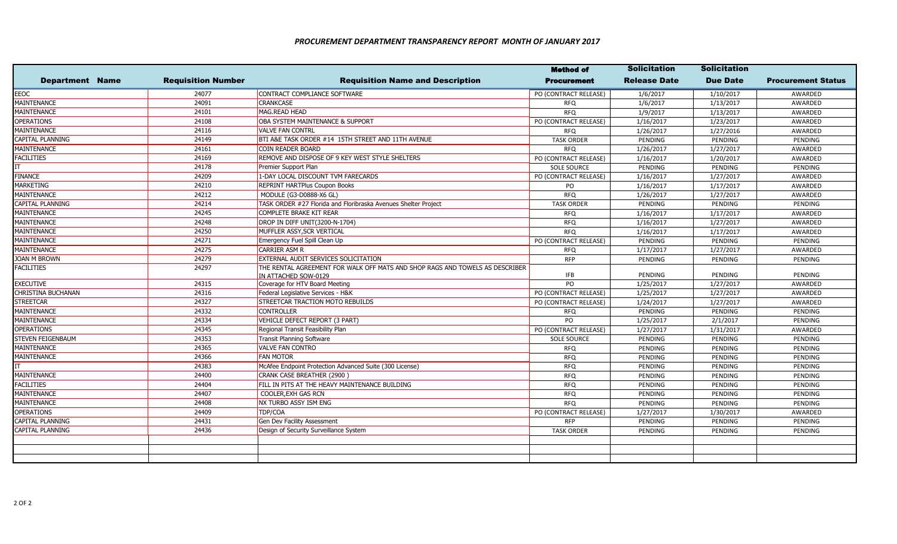## *PROCUREMENT DEPARTMENT TRANSPARENCY REPORT MONTH OF JANUARY 2017*

| Department Name | Requisition Number | Requisition Name and Description | Method of Procurement | Solicitation Release Date | Solicitation Due Date | Procurement Status |
|---|---|---|---|---|---|---|
| EEOC | 24077 | CONTRACT COMPLIANCE SOFTWARE | PO (CONTRACT RELEASE) | 1/6/2017 | 1/10/2017 | AWARDED |
| MAINTENANCE | 24091 | CRANKCASE | RFQ | 1/6/2017 | 1/13/2017 | AWARDED |
| MAINTENANCE | 24101 | MAG.READ HEAD | RFQ | 1/9/2017 | 1/13/2017 | AWARDED |
| OPERATIONS | 24108 | OBA SYSTEM MAINTENANCE & SUPPORT | PO (CONTRACT RELEASE) | 1/16/2017 | 1/23/2017 | AWARDED |
| MAINTENANCE | 24116 | VALVE FAN CONTRL | RFQ | 1/26/2017 | 1/27/2016 | AWARDED |
| CAPITAL PLANNING | 24149 | BTI A&E TASK ORDER #14 15TH STREET AND 11TH AVENUE | TASK ORDER | PENDING | PENDING | PENDING |
| MAINTENANCE | 24161 | COIN READER BOARD | RFQ | 1/26/2017 | 1/27/2017 | AWARDED |
| FACILITIES | 24169 | REMOVE AND DISPOSE OF 9 KEY WEST STYLE SHELTERS | PO (CONTRACT RELEASE) | 1/16/2017 | 1/20/2017 | AWARDED |
| IT | 24178 | Premier Support Plan | SOLE SOURCE | PENDING | PENDING | PENDING |
| FINANCE | 24209 | 1-DAY LOCAL DISCOUNT TVM FARECARDS | PO (CONTRACT RELEASE) | 1/16/2017 | 1/27/2017 | AWARDED |
| MARKETING | 24210 | REPRINT HARTPlus Coupon Books | PO | 1/16/2017 | 1/17/2017 | AWARDED |
| MAINTENANCE | 24212 | MODULE (G3-D0888-X6 GL) | RFQ | 1/26/2017 | 1/27/2017 | AWARDED |
| CAPITAL PLANNING | 24214 | TASK ORDER #27 Florida and Floribraska Avenues Shelter Project | TASK ORDER | PENDING | PENDING | PENDING |
| MAINTENANCE | 24245 | COMPLETE BRAKE KIT REAR | RFQ | 1/16/2017 | 1/17/2017 | AWARDED |
| MAINTENANCE | 24248 | DROP IN DIFF UNIT(3200-N-1704) | RFQ | 1/16/2017 | 1/27/2017 | AWARDED |
| MAINTENANCE | 24250 | MUFFLER ASSY,SCR VERTICAL | RFQ | 1/16/2017 | 1/17/2017 | AWARDED |
| MAINTENANCE | 24271 | Emergency Fuel Spill Clean Up | PO (CONTRACT RELEASE) | PENDING | PENDING | PENDING |
| MAINTENANCE | 24275 | CARRIER ASM R | RFQ | 1/17/2017 | 1/27/2017 | AWARDED |
| JOAN M BROWN | 24279 | EXTERNAL AUDIT SERVICES SOLICITATION | RFP | PENDING | PENDING | PENDING |
| FACILITIES | 24297 | THE RENTAL AGREEMENT FOR WALK OFF MATS AND SHOP RAGS AND TOWELS AS DESCRIBER IN ATTACHED SOW-0129 | IFB | PENDING | PENDING | PENDING |
| EXECUTIVE | 24315 | Coverage for HTV Board Meeting | PO | 1/25/2017 | 1/27/2017 | AWARDED |
| CHRISTINA BUCHANAN | 24316 | Federal Legislative Services - H&K | PO (CONTRACT RELEASE) | 1/25/2017 | 1/27/2017 | AWARDED |
| STREETCAR | 24327 | STREETCAR TRACTION MOTO REBUILDS | PO (CONTRACT RELEASE) | 1/24/2017 | 1/27/2017 | AWARDED |
| MAINTENANCE | 24332 | CONTROLLER | RFQ | PENDING | PENDING | PENDING |
| MAINTENANCE | 24334 | VEHICLE DEFECT REPORT (3 PART) | PO | 1/25/2017 | 2/1/2017 | PENDING |
| OPERATIONS | 24345 | Regional Transit Feasibility Plan | PO (CONTRACT RELEASE) | 1/27/2017 | 1/31/2017 | AWARDED |
| STEVEN FEIGENBAUM | 24353 | Transit Planning Software | SOLE SOURCE | PENDING | PENDING | PENDING |
| MAINTENANCE | 24365 | VALVE FAN CONTRO | RFQ | PENDING | PENDING | PENDING |
| MAINTENANCE | 24366 | FAN MOTOR | RFQ | PENDING | PENDING | PENDING |
| IT | 24383 | McAfee Endpoint Protection Advanced Suite (300 License) | RFQ | PENDING | PENDING | PENDING |
| MAINTENANCE | 24400 | CRANK CASE BREATHER (2900 ) | RFQ | PENDING | PENDING | PENDING |
| FACILITIES | 24404 | FILL IN PITS AT THE HEAVY MAINTENANCE BUILDING | RFQ | PENDING | PENDING | PENDING |
| MAINTENANCE | 24407 | COOLER,EXH GAS RCN | RFQ | PENDING | PENDING | PENDING |
| MAINTENANCE | 24408 | NX TURBO ASSY ISM ENG | RFQ | PENDING | PENDING | PENDING |
| OPERATIONS | 24409 | TDP/COA | PO (CONTRACT RELEASE) | 1/27/2017 | 1/30/2017 | AWARDED |
| CAPITAL PLANNING | 24431 | Gen Dev Facility Assessment | RFP | PENDING | PENDING | PENDING |
| CAPITAL PLANNING | 24436 | Design of Security Surveillance System | TASK ORDER | PENDING | PENDING | PENDING |